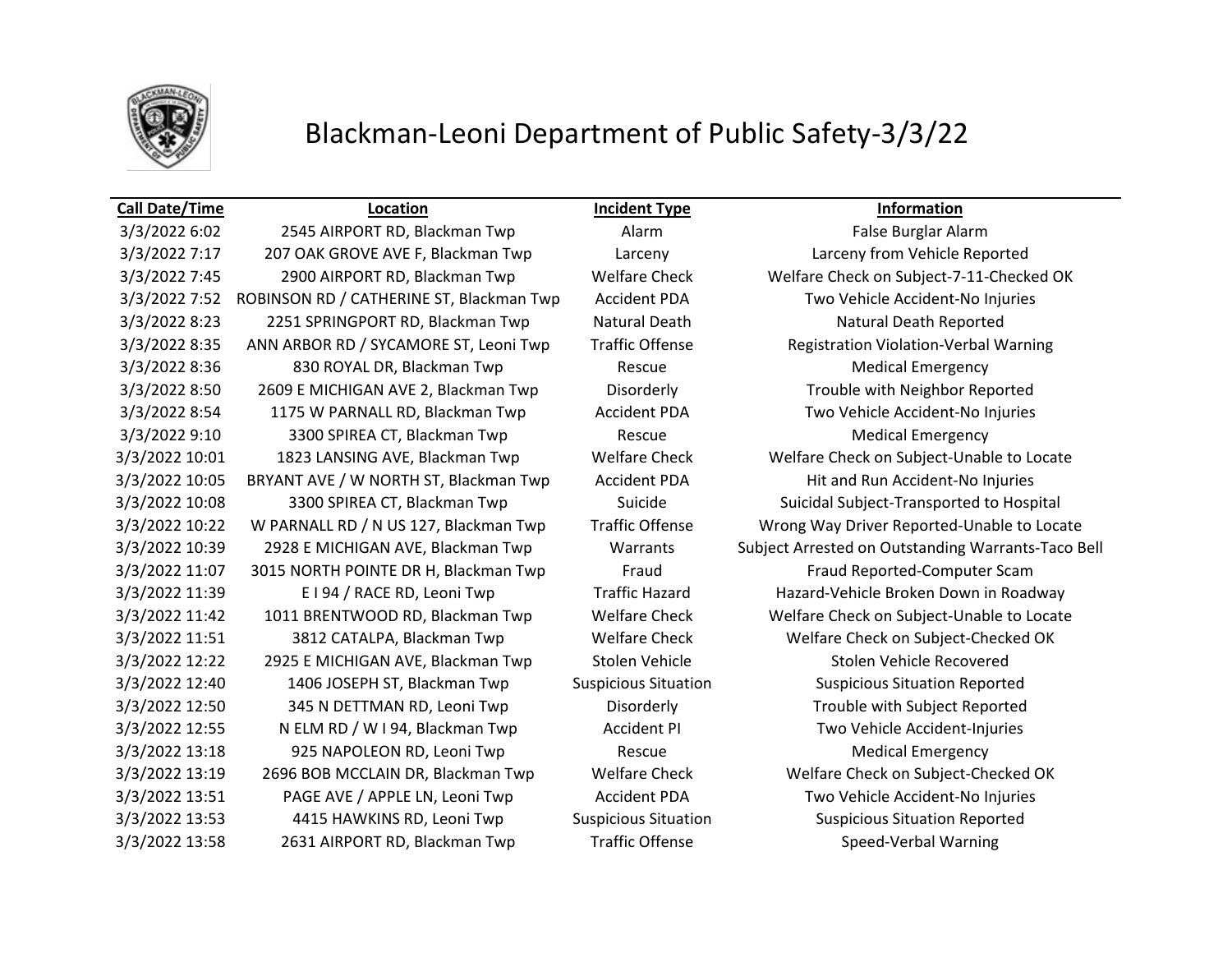# Blackman-Leoni Department of Public Safety-3/3/22

| Call Date/Time | Location | Incident Type | Information |
|---|---|---|---|
| 3/3/2022 6:02 | 2545 AIRPORT RD, Blackman Twp | Alarm | False Burglar Alarm |
| 3/3/2022 7:17 | 207 OAK GROVE AVE F, Blackman Twp | Larceny | Larceny from Vehicle Reported |
| 3/3/2022 7:45 | 2900 AIRPORT RD, Blackman Twp | Welfare Check | Welfare Check on Subject-7-11-Checked OK |
| 3/3/2022 7:52 | ROBINSON RD / CATHERINE ST, Blackman Twp | Accident PDA | Two Vehicle Accident-No Injuries |
| 3/3/2022 8:23 | 2251 SPRINGPORT RD, Blackman Twp | Natural Death | Natural Death Reported |
| 3/3/2022 8:35 | ANN ARBOR RD / SYCAMORE ST, Leoni Twp | Traffic Offense | Registration Violation-Verbal Warning |
| 3/3/2022 8:36 | 830 ROYAL DR, Blackman Twp | Rescue | Medical Emergency |
| 3/3/2022 8:50 | 2609 E MICHIGAN AVE 2, Blackman Twp | Disorderly | Trouble with Neighbor Reported |
| 3/3/2022 8:54 | 1175 W PARNALL RD, Blackman Twp | Accident PDA | Two Vehicle Accident-No Injuries |
| 3/3/2022 9:10 | 3300 SPIREA CT, Blackman Twp | Rescue | Medical Emergency |
| 3/3/2022 10:01 | 1823 LANSING AVE, Blackman Twp | Welfare Check | Welfare Check on Subject-Unable to Locate |
| 3/3/2022 10:05 | BRYANT AVE / W NORTH ST, Blackman Twp | Accident PDA | Hit and Run Accident-No Injuries |
| 3/3/2022 10:08 | 3300 SPIREA CT, Blackman Twp | Suicide | Suicidal Subject-Transported to Hospital |
| 3/3/2022 10:22 | W PARNALL RD / N US 127, Blackman Twp | Traffic Offense | Wrong Way Driver Reported-Unable to Locate |
| 3/3/2022 10:39 | 2928 E MICHIGAN AVE, Blackman Twp | Warrants | Subject Arrested on Outstanding Warrants-Taco Bell |
| 3/3/2022 11:07 | 3015 NORTH POINTE DR H, Blackman Twp | Fraud | Fraud Reported-Computer Scam |
| 3/3/2022 11:39 | E I 94 / RACE RD, Leoni Twp | Traffic Hazard | Hazard-Vehicle Broken Down in Roadway |
| 3/3/2022 11:42 | 1011 BRENTWOOD RD, Blackman Twp | Welfare Check | Welfare Check on Subject-Unable to Locate |
| 3/3/2022 11:51 | 3812 CATALPA, Blackman Twp | Welfare Check | Welfare Check on Subject-Checked OK |
| 3/3/2022 12:22 | 2925 E MICHIGAN AVE, Blackman Twp | Stolen Vehicle | Stolen Vehicle Recovered |
| 3/3/2022 12:40 | 1406 JOSEPH ST, Blackman Twp | Suspicious Situation | Suspicious Situation Reported |
| 3/3/2022 12:50 | 345 N DETTMAN RD, Leoni Twp | Disorderly | Trouble with Subject Reported |
| 3/3/2022 12:55 | N ELM RD / W I 94, Blackman Twp | Accident PI | Two Vehicle Accident-Injuries |
| 3/3/2022 13:18 | 925 NAPOLEON RD, Leoni Twp | Rescue | Medical Emergency |
| 3/3/2022 13:19 | 2696 BOB MCCLAIN DR, Blackman Twp | Welfare Check | Welfare Check on Subject-Checked OK |
| 3/3/2022 13:51 | PAGE AVE / APPLE LN, Leoni Twp | Accident PDA | Two Vehicle Accident-No Injuries |
| 3/3/2022 13:53 | 4415 HAWKINS RD, Leoni Twp | Suspicious Situation | Suspicious Situation Reported |
| 3/3/2022 13:58 | 2631 AIRPORT RD, Blackman Twp | Traffic Offense | Speed-Verbal Warning |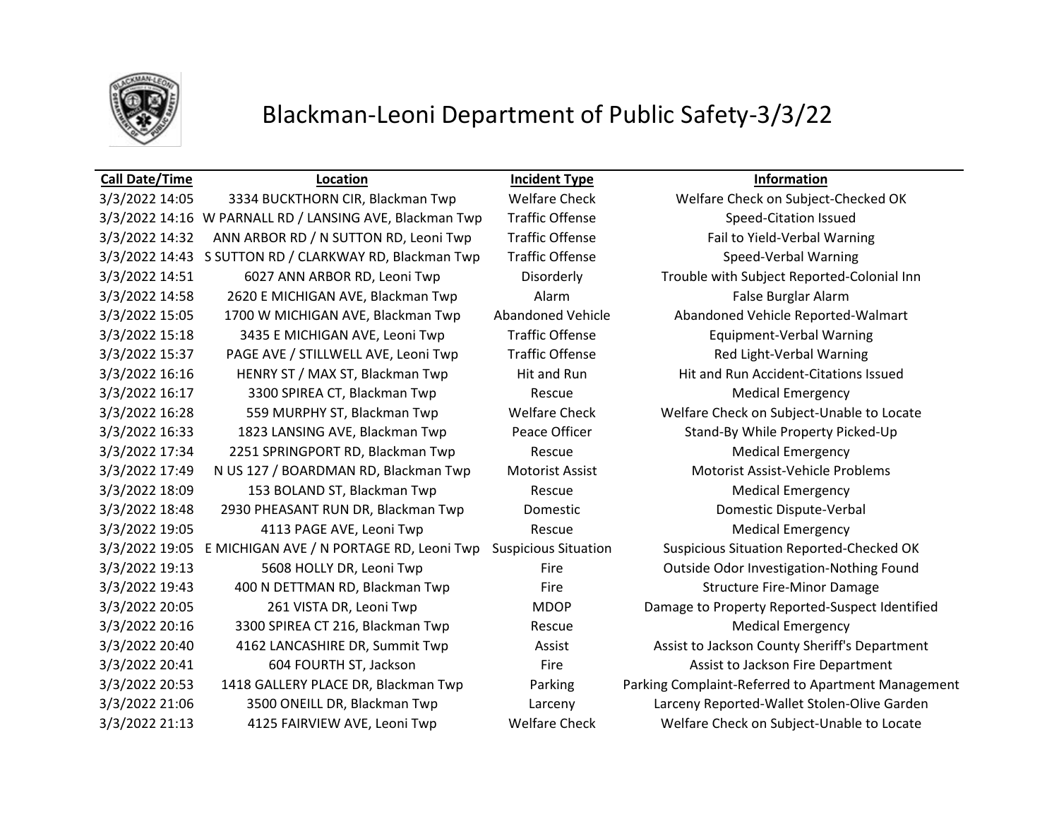# Blackman-Leoni Department of Public Safety-3/3/22

| Call Date/Time | Location | Incident Type | Information |
|---|---|---|---|
| 3/3/2022 14:05 | 3334 BUCKTHORN CIR, Blackman Twp | Welfare Check | Welfare Check on Subject-Checked OK |
| 3/3/2022 14:16 | W PARNALL RD / LANSING AVE, Blackman Twp | Traffic Offense | Speed-Citation Issued |
| 3/3/2022 14:32 | ANN ARBOR RD / N SUTTON RD, Leoni Twp | Traffic Offense | Fail to Yield-Verbal Warning |
| 3/3/2022 14:43 | S SUTTON RD / CLARKWAY RD, Blackman Twp | Traffic Offense | Speed-Verbal Warning |
| 3/3/2022 14:51 | 6027 ANN ARBOR RD, Leoni Twp | Disorderly | Trouble with Subject Reported-Colonial Inn |
| 3/3/2022 14:58 | 2620 E MICHIGAN AVE, Blackman Twp | Alarm | False Burglar Alarm |
| 3/3/2022 15:05 | 1700 W MICHIGAN AVE, Blackman Twp | Abandoned Vehicle | Abandoned Vehicle Reported-Walmart |
| 3/3/2022 15:18 | 3435 E MICHIGAN AVE, Leoni Twp | Traffic Offense | Equipment-Verbal Warning |
| 3/3/2022 15:37 | PAGE AVE / STILLWELL AVE, Leoni Twp | Traffic Offense | Red Light-Verbal Warning |
| 3/3/2022 16:16 | HENRY ST / MAX ST, Blackman Twp | Hit and Run | Hit and Run Accident-Citations Issued |
| 3/3/2022 16:17 | 3300 SPIREA CT, Blackman Twp | Rescue | Medical Emergency |
| 3/3/2022 16:28 | 559 MURPHY ST, Blackman Twp | Welfare Check | Welfare Check on Subject-Unable to Locate |
| 3/3/2022 16:33 | 1823 LANSING AVE, Blackman Twp | Peace Officer | Stand-By While Property Picked-Up |
| 3/3/2022 17:34 | 2251 SPRINGPORT RD, Blackman Twp | Rescue | Medical Emergency |
| 3/3/2022 17:49 | N US 127 / BOARDMAN RD, Blackman Twp | Motorist Assist | Motorist Assist-Vehicle Problems |
| 3/3/2022 18:09 | 153 BOLAND ST, Blackman Twp | Rescue | Medical Emergency |
| 3/3/2022 18:48 | 2930 PHEASANT RUN DR, Blackman Twp | Domestic | Domestic Dispute-Verbal |
| 3/3/2022 19:05 | 4113 PAGE AVE, Leoni Twp | Rescue | Medical Emergency |
| 3/3/2022 19:05 | E MICHIGAN AVE / N PORTAGE RD, Leoni Twp | Suspicious Situation | Suspicious Situation Reported-Checked OK |
| 3/3/2022 19:13 | 5608 HOLLY DR, Leoni Twp | Fire | Outside Odor Investigation-Nothing Found |
| 3/3/2022 19:43 | 400 N DETTMAN RD, Blackman Twp | Fire | Structure Fire-Minor Damage |
| 3/3/2022 20:05 | 261 VISTA DR, Leoni Twp | MDOP | Damage to Property Reported-Suspect Identified |
| 3/3/2022 20:16 | 3300 SPIREA CT 216, Blackman Twp | Rescue | Medical Emergency |
| 3/3/2022 20:40 | 4162 LANCASHIRE DR, Summit Twp | Assist | Assist to Jackson County Sheriff's Department |
| 3/3/2022 20:41 | 604 FOURTH ST, Jackson | Fire | Assist to Jackson Fire Department |
| 3/3/2022 20:53 | 1418 GALLERY PLACE DR, Blackman Twp | Parking | Parking Complaint-Referred to Apartment Management |
| 3/3/2022 21:06 | 3500 ONEILL DR, Blackman Twp | Larceny | Larceny Reported-Wallet Stolen-Olive Garden |
| 3/3/2022 21:13 | 4125 FAIRVIEW AVE, Leoni Twp | Welfare Check | Welfare Check on Subject-Unable to Locate |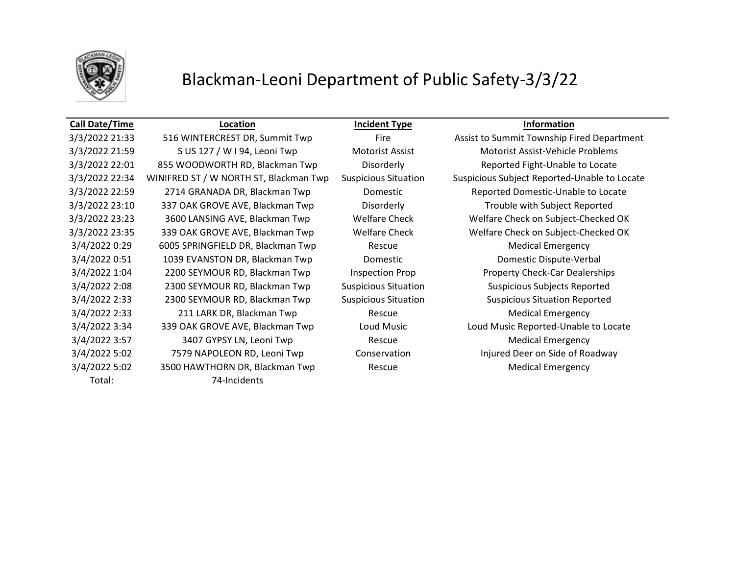# Blackman-Leoni Department of Public Safety-3/3/22

| Call Date/Time | Location | Incident Type | Information |
|---|---|---|---|
| 3/3/2022 21:33 | 516 WINTERCREST DR, Summit Twp | Fire | Assist to Summit Township Fired Department |
| 3/3/2022 21:59 | S US 127 / W I 94, Leoni Twp | Motorist Assist | Motorist Assist-Vehicle Problems |
| 3/3/2022 22:01 | 855 WOODWORTH RD, Blackman Twp | Disorderly | Reported Fight-Unable to Locate |
| 3/3/2022 22:34 | WINIFRED ST / W NORTH ST, Blackman Twp | Suspicious Situation | Suspicious Subject Reported-Unable to Locate |
| 3/3/2022 22:59 | 2714 GRANADA DR, Blackman Twp | Domestic | Reported Domestic-Unable to Locate |
| 3/3/2022 23:10 | 337 OAK GROVE AVE, Blackman Twp | Disorderly | Trouble with Subject Reported |
| 3/3/2022 23:23 | 3600 LANSING AVE, Blackman Twp | Welfare Check | Welfare Check on Subject-Checked OK |
| 3/3/2022 23:35 | 339 OAK GROVE AVE, Blackman Twp | Welfare Check | Welfare Check on Subject-Checked OK |
| 3/4/2022 0:29 | 6005 SPRINGFIELD DR, Blackman Twp | Rescue | Medical Emergency |
| 3/4/2022 0:51 | 1039 EVANSTON DR, Blackman Twp | Domestic | Domestic Dispute-Verbal |
| 3/4/2022 1:04 | 2200 SEYMOUR RD, Blackman Twp | Inspection Prop | Property Check-Car Dealerships |
| 3/4/2022 2:08 | 2300 SEYMOUR RD, Blackman Twp | Suspicious Situation | Suspicious Subjects Reported |
| 3/4/2022 2:33 | 2300 SEYMOUR RD, Blackman Twp | Suspicious Situation | Suspicious Situation Reported |
| 3/4/2022 2:33 | 211 LARK DR, Blackman Twp | Rescue | Medical Emergency |
| 3/4/2022 3:34 | 339 OAK GROVE AVE, Blackman Twp | Loud Music | Loud Music Reported-Unable to Locate |
| 3/4/2022 3:57 | 3407 GYPSY LN, Leoni Twp | Rescue | Medical Emergency |
| 3/4/2022 5:02 | 7579 NAPOLEON RD, Leoni Twp | Conservation | Injured Deer on Side of Roadway |
| 3/4/2022 5:02 | 3500 HAWTHORN DR, Blackman Twp | Rescue | Medical Emergency |
| Total: | 74-Incidents | | |